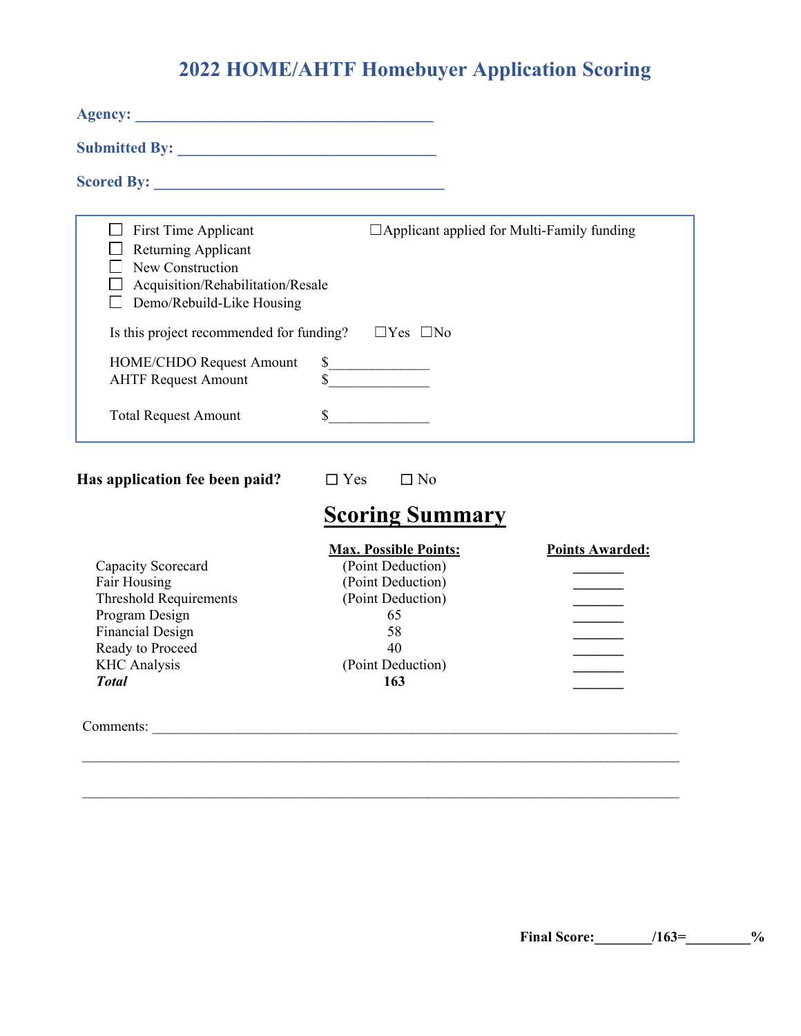# 2022 HOME/AHTF Homebuyer Application Scoring

**Agency:** ____________________________________

**Submitted By:** ________________________________

**Scored By:** ___________________________________

- ☐ First Time Applicant
- ☐ Returning Applicant
- ☐ New Construction
- ☐ Acquisition/Rehabilitation/Resale
- ☐ Demo/Rebuild-Like Housing

☐Applicant applied for Multi-Family funding

Is this project recommended for funding? ☐Yes ☐No

HOME/CHDO Request Amount $_____________

AHTF Request Amount $_____________

Total Request Amount $_____________

**Has application fee been paid?** ☐ Yes ☐ No

## Scoring Summary

| | Max. Possible Points: | Points Awarded: |
|---|---|---|
| Capacity Scorecard | (Point Deduction) | _______ |
| Fair Housing | (Point Deduction) | _______ |
| Threshold Requirements | (Point Deduction) | _______ |
| Program Design | 65 | _______ |
| Financial Design | 58 | _______ |
| Ready to Proceed | 40 | _______ |
| KHC Analysis | (Point Deduction) | _______ |
| ***Total*** | **163** | _______ |

Comments: ___________________________________________________________________________

_____________________________________________________________________________________

_____________________________________________________________________________________

**Final Score:_______/163=________%**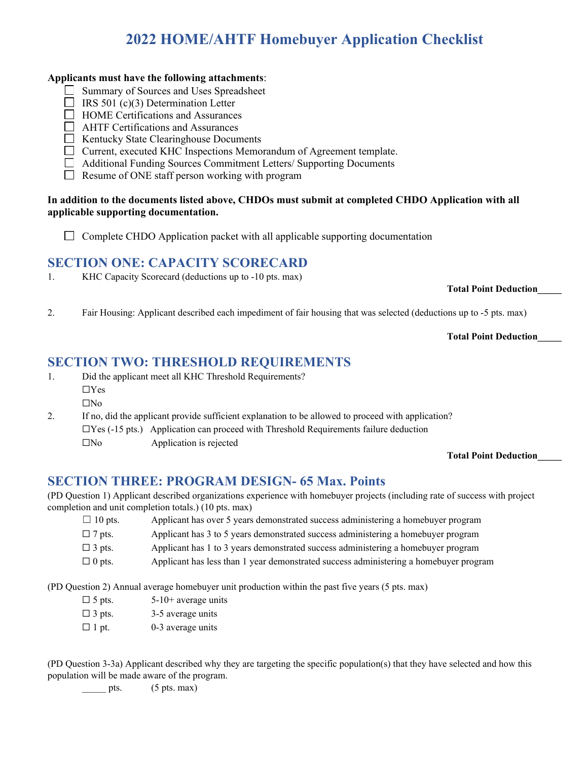# 2022 HOME/AHTF Homebuyer Application Checklist

**Applicants must have the following attachments**:

- ☐ Summary of Sources and Uses Spreadsheet
- ☐ IRS 501 (c)(3) Determination Letter
- ☐ HOME Certifications and Assurances
- ☐ AHTF Certifications and Assurances
- ☐ Kentucky State Clearinghouse Documents
- ☐ Current, executed KHC Inspections Memorandum of Agreement template.
- ☐ Additional Funding Sources Commitment Letters/ Supporting Documents
- ☐ Resume of ONE staff person working with program

**In addition to the documents listed above, CHDOs must submit at completed CHDO Application with all applicable supporting documentation.**

- ☐ Complete CHDO Application packet with all applicable supporting documentation

## SECTION ONE: CAPACITY SCORECARD

1. KHC Capacity Scorecard (deductions up to -10 pts. max)

**Total Point Deduction_____**

2. Fair Housing: Applicant described each impediment of fair housing that was selected (deductions up to -5 pts. max)

**Total Point Deduction_____**

## SECTION TWO: THRESHOLD REQUIREMENTS

1. Did the applicant meet all KHC Threshold Requirements?
   - ☐Yes
   - ☐No
2. If no, did the applicant provide sufficient explanation to be allowed to proceed with application?
   - ☐Yes (-15 pts.) Application can proceed with Threshold Requirements failure deduction
   - ☐No Application is rejected

**Total Point Deduction_____**

## SECTION THREE: PROGRAM DESIGN- 65 Max. Points

(PD Question 1) Applicant described organizations experience with homebuyer projects (including rate of success with project completion and unit completion totals.) (10 pts. max)

- ☐ 10 pts. Applicant has over 5 years demonstrated success administering a homebuyer program
- ☐ 7 pts. Applicant has 3 to 5 years demonstrated success administering a homebuyer program
- ☐ 3 pts. Applicant has 1 to 3 years demonstrated success administering a homebuyer program
- ☐ 0 pts. Applicant has less than 1 year demonstrated success administering a homebuyer program

(PD Question 2) Annual average homebuyer unit production within the past five years (5 pts. max)

- ☐ 5 pts. 5-10+ average units
- ☐ 3 pts. 3-5 average units
- ☐ 1 pt. 0-3 average units

(PD Question 3-3a) Applicant described why they are targeting the specific population(s) that they have selected and how this population will be made aware of the program.

_____ pts. (5 pts. max)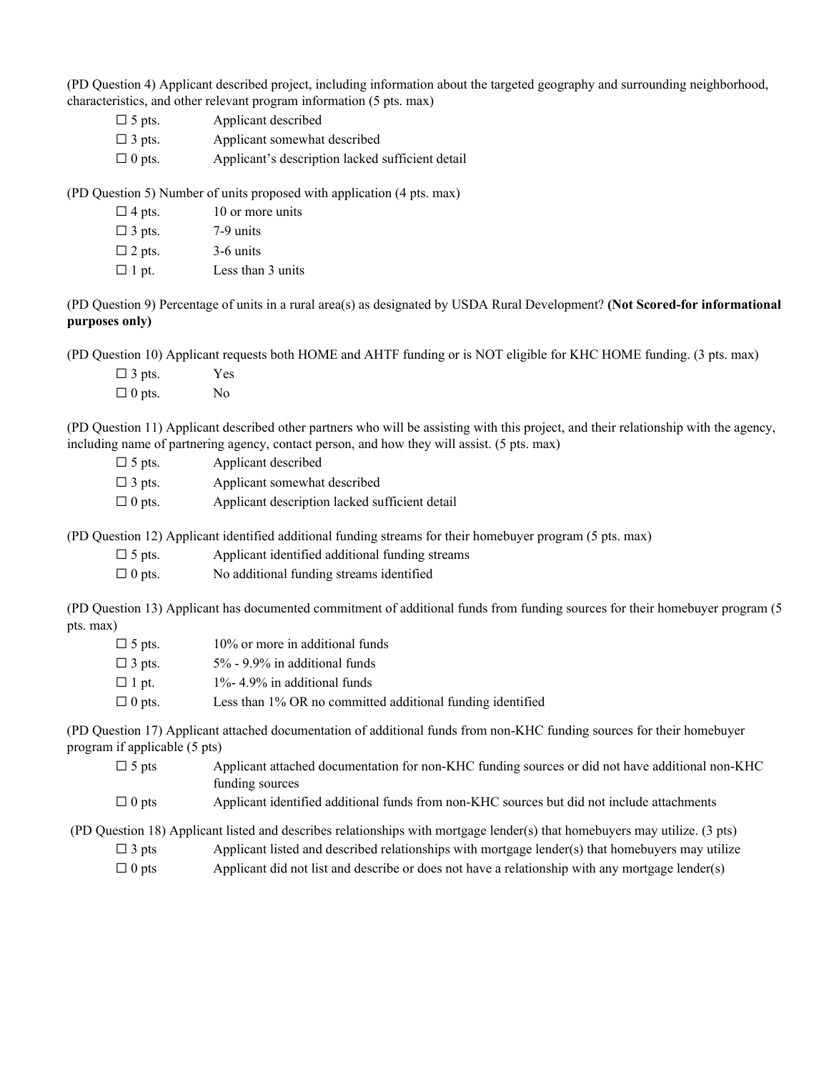(PD Question 4) Applicant described project, including information about the targeted geography and surrounding neighborhood, characteristics, and other relevant program information (5 pts. max)

- ☐ 5 pts. Applicant described
- ☐ 3 pts. Applicant somewhat described
- ☐ 0 pts. Applicant's description lacked sufficient detail

(PD Question 5) Number of units proposed with application (4 pts. max)

- ☐ 4 pts. 10 or more units
- ☐ 3 pts. 7-9 units
- ☐ 2 pts. 3-6 units
- ☐ 1 pt. Less than 3 units

(PD Question 9) Percentage of units in a rural area(s) as designated by USDA Rural Development? **(Not Scored-for informational purposes only)**

(PD Question 10) Applicant requests both HOME and AHTF funding or is NOT eligible for KHC HOME funding. (3 pts. max)

- ☐ 3 pts. Yes
- ☐ 0 pts. No

(PD Question 11) Applicant described other partners who will be assisting with this project, and their relationship with the agency, including name of partnering agency, contact person, and how they will assist. (5 pts. max)

- ☐ 5 pts. Applicant described
- ☐ 3 pts. Applicant somewhat described
- ☐ 0 pts. Applicant description lacked sufficient detail

(PD Question 12) Applicant identified additional funding streams for their homebuyer program (5 pts. max)

- ☐ 5 pts. Applicant identified additional funding streams
- ☐ 0 pts. No additional funding streams identified

(PD Question 13) Applicant has documented commitment of additional funds from funding sources for their homebuyer program (5 pts. max)

- ☐ 5 pts. 10% or more in additional funds
- ☐ 3 pts. 5% - 9.9% in additional funds
- ☐ 1 pt. 1%- 4.9% in additional funds
- ☐ 0 pts. Less than 1% OR no committed additional funding identified

(PD Question 17) Applicant attached documentation of additional funds from non-KHC funding sources for their homebuyer program if applicable (5 pts)

- ☐ 5 pts Applicant attached documentation for non-KHC funding sources or did not have additional non-KHC funding sources
- ☐ 0 pts Applicant identified additional funds from non-KHC sources but did not include attachments

(PD Question 18) Applicant listed and describes relationships with mortgage lender(s) that homebuyers may utilize. (3 pts)

- ☐ 3 pts Applicant listed and described relationships with mortgage lender(s) that homebuyers may utilize
- ☐ 0 pts Applicant did not list and describe or does not have a relationship with any mortgage lender(s)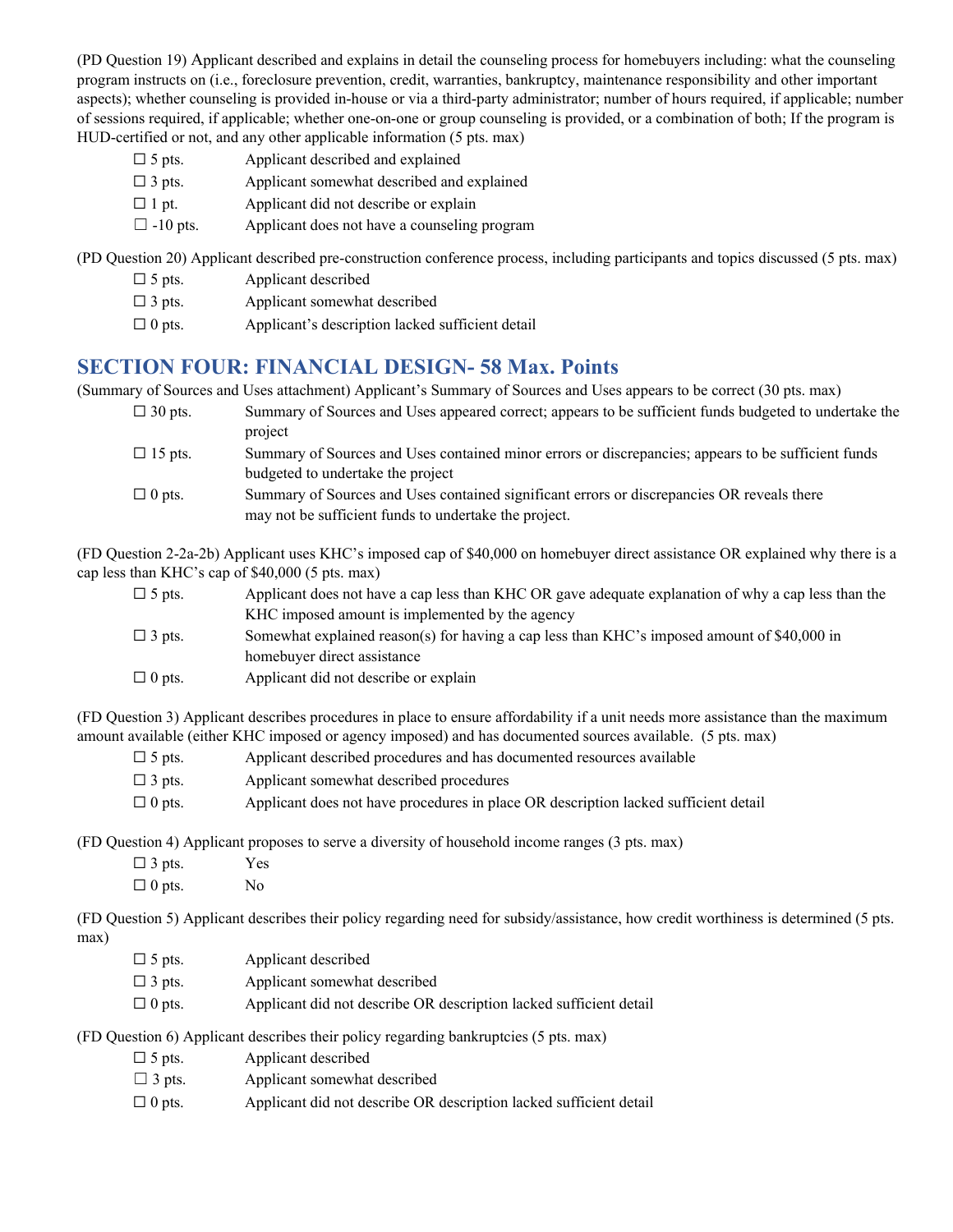(PD Question 19) Applicant described and explains in detail the counseling process for homebuyers including: what the counseling program instructs on (i.e., foreclosure prevention, credit, warranties, bankruptcy, maintenance responsibility and other important aspects); whether counseling is provided in-house or via a third-party administrator; number of hours required, if applicable; number of sessions required, if applicable; whether one-on-one or group counseling is provided, or a combination of both; If the program is HUD-certified or not, and any other applicable information (5 pts. max)

- ☐ 5 pts. Applicant described and explained
- ☐ 3 pts. Applicant somewhat described and explained
- ☐ 1 pt. Applicant did not describe or explain
- ☐ -10 pts. Applicant does not have a counseling program

(PD Question 20) Applicant described pre-construction conference process, including participants and topics discussed (5 pts. max)

- ☐ 5 pts. Applicant described
- ☐ 3 pts. Applicant somewhat described
- ☐ 0 pts. Applicant's description lacked sufficient detail

## SECTION FOUR: FINANCIAL DESIGN- 58 Max. Points

(Summary of Sources and Uses attachment) Applicant's Summary of Sources and Uses appears to be correct (30 pts. max)

- ☐ 30 pts. Summary of Sources and Uses appeared correct; appears to be sufficient funds budgeted to undertake the project
- ☐ 15 pts. Summary of Sources and Uses contained minor errors or discrepancies; appears to be sufficient funds budgeted to undertake the project
- ☐ 0 pts. Summary of Sources and Uses contained significant errors or discrepancies OR reveals there may not be sufficient funds to undertake the project.

(FD Question 2-2a-2b) Applicant uses KHC's imposed cap of $40,000 on homebuyer direct assistance OR explained why there is a cap less than KHC's cap of $40,000 (5 pts. max)

- ☐ 5 pts. Applicant does not have a cap less than KHC OR gave adequate explanation of why a cap less than the KHC imposed amount is implemented by the agency
- ☐ 3 pts. Somewhat explained reason(s) for having a cap less than KHC's imposed amount of $40,000 in homebuyer direct assistance
- ☐ 0 pts. Applicant did not describe or explain

(FD Question 3) Applicant describes procedures in place to ensure affordability if a unit needs more assistance than the maximum amount available (either KHC imposed or agency imposed) and has documented sources available. (5 pts. max)

- ☐ 5 pts. Applicant described procedures and has documented resources available
- ☐ 3 pts. Applicant somewhat described procedures
- ☐ 0 pts. Applicant does not have procedures in place OR description lacked sufficient detail

(FD Question 4) Applicant proposes to serve a diversity of household income ranges (3 pts. max)

- ☐ 3 pts. Yes
- ☐ 0 pts. No

(FD Question 5) Applicant describes their policy regarding need for subsidy/assistance, how credit worthiness is determined (5 pts. max)

- ☐ 5 pts. Applicant described
- ☐ 3 pts. Applicant somewhat described
- ☐ 0 pts. Applicant did not describe OR description lacked sufficient detail

(FD Question 6) Applicant describes their policy regarding bankruptcies (5 pts. max)

- ☐ 5 pts. Applicant described
- ☐ 3 pts. Applicant somewhat described
- ☐ 0 pts. Applicant did not describe OR description lacked sufficient detail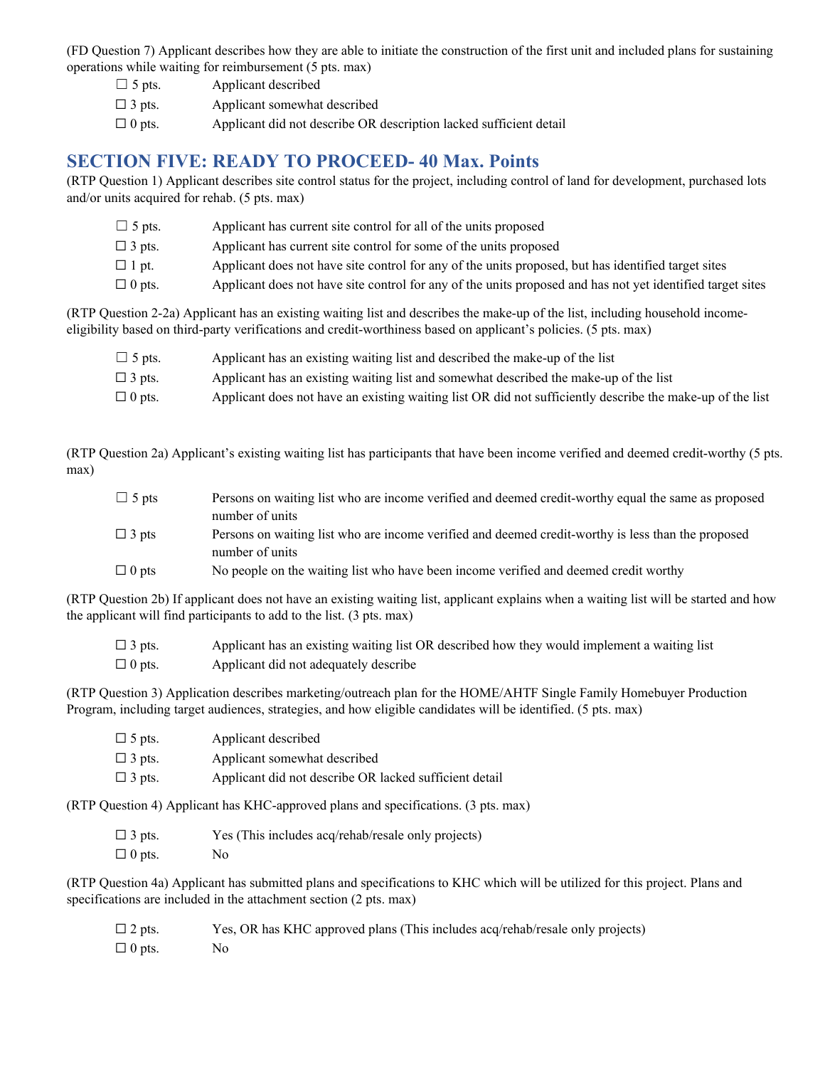(FD Question 7) Applicant describes how they are able to initiate the construction of the first unit and included plans for sustaining operations while waiting for reimbursement (5 pts. max)

- ☐ 5 pts. Applicant described
- ☐ 3 pts. Applicant somewhat described
- ☐ 0 pts. Applicant did not describe OR description lacked sufficient detail

## SECTION FIVE: READY TO PROCEED- 40 Max. Points

(RTP Question 1) Applicant describes site control status for the project, including control of land for development, purchased lots and/or units acquired for rehab. (5 pts. max)

- ☐ 5 pts. Applicant has current site control for all of the units proposed
- ☐ 3 pts. Applicant has current site control for some of the units proposed
- ☐ 1 pt. Applicant does not have site control for any of the units proposed, but has identified target sites
- ☐ 0 pts. Applicant does not have site control for any of the units proposed and has not yet identified target sites

(RTP Question 2-2a) Applicant has an existing waiting list and describes the make-up of the list, including household income-eligibility based on third-party verifications and credit-worthiness based on applicant's policies. (5 pts. max)

- ☐ 5 pts. Applicant has an existing waiting list and described the make-up of the list
- ☐ 3 pts. Applicant has an existing waiting list and somewhat described the make-up of the list
- ☐ 0 pts. Applicant does not have an existing waiting list OR did not sufficiently describe the make-up of the list

(RTP Question 2a) Applicant's existing waiting list has participants that have been income verified and deemed credit-worthy (5 pts. max)

- ☐ 5 pts Persons on waiting list who are income verified and deemed credit-worthy equal the same as proposed number of units
- ☐ 3 pts Persons on waiting list who are income verified and deemed credit-worthy is less than the proposed number of units
- ☐ 0 pts No people on the waiting list who have been income verified and deemed credit worthy

(RTP Question 2b) If applicant does not have an existing waiting list, applicant explains when a waiting list will be started and how the applicant will find participants to add to the list. (3 pts. max)

- ☐ 3 pts. Applicant has an existing waiting list OR described how they would implement a waiting list
- ☐ 0 pts. Applicant did not adequately describe

(RTP Question 3) Application describes marketing/outreach plan for the HOME/AHTF Single Family Homebuyer Production Program, including target audiences, strategies, and how eligible candidates will be identified. (5 pts. max)

- ☐ 5 pts. Applicant described
- ☐ 3 pts. Applicant somewhat described
- ☐ 3 pts. Applicant did not describe OR lacked sufficient detail

(RTP Question 4) Applicant has KHC-approved plans and specifications. (3 pts. max)

- ☐ 3 pts. Yes (This includes acq/rehab/resale only projects)
- ☐ 0 pts. No

(RTP Question 4a) Applicant has submitted plans and specifications to KHC which will be utilized for this project. Plans and specifications are included in the attachment section (2 pts. max)

- ☐ 2 pts. Yes, OR has KHC approved plans (This includes acq/rehab/resale only projects)
- ☐ 0 pts. No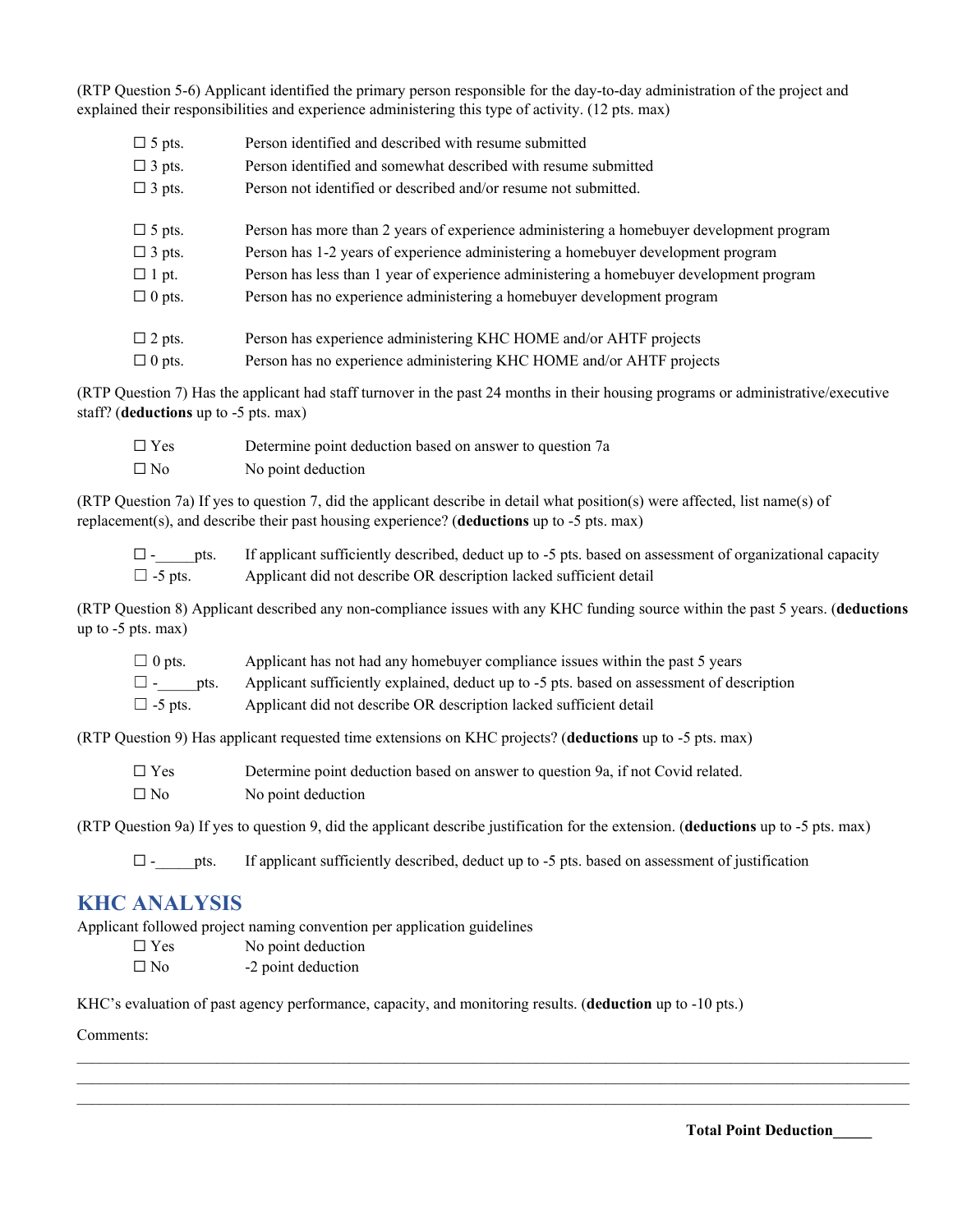(RTP Question 5-6) Applicant identified the primary person responsible for the day-to-day administration of the project and explained their responsibilities and experience administering this type of activity. (12 pts. max)

| | |
|---|---|
| ☐ 5 pts. | Person identified and described with resume submitted |
| ☐ 3 pts. | Person identified and somewhat described with resume submitted |
| ☐ 3 pts. | Person not identified or described and/or resume not submitted. |
| | |
| ☐ 5 pts. | Person has more than 2 years of experience administering a homebuyer development program |
| ☐ 3 pts. | Person has 1-2 years of experience administering a homebuyer development program |
| ☐ 1 pt. | Person has less than 1 year of experience administering a homebuyer development program |
| ☐ 0 pts. | Person has no experience administering a homebuyer development program |
| | |
| ☐ 2 pts. | Person has experience administering KHC HOME and/or AHTF projects |
| ☐ 0 pts. | Person has no experience administering KHC HOME and/or AHTF projects |

(RTP Question 7) Has the applicant had staff turnover in the past 24 months in their housing programs or administrative/executive staff? (**deductions** up to -5 pts. max)

| | |
|---|---|
| ☐ Yes | Determine point deduction based on answer to question 7a |
| ☐ No | No point deduction |

(RTP Question 7a) If yes to question 7, did the applicant describe in detail what position(s) were affected, list name(s) of replacement(s), and describe their past housing experience? (**deductions** up to -5 pts. max)

| | |
|---|---|
| ☐ -_____pts. | If applicant sufficiently described, deduct up to -5 pts. based on assessment of organizational capacity |
| ☐ -5 pts. | Applicant did not describe OR description lacked sufficient detail |

(RTP Question 8) Applicant described any non-compliance issues with any KHC funding source within the past 5 years. (**deductions** up to -5 pts. max)

| | |
|---|---|
| ☐ 0 pts. | Applicant has not had any homebuyer compliance issues within the past 5 years |
| ☐ -_____pts. | Applicant sufficiently explained, deduct up to -5 pts. based on assessment of description |
| ☐ -5 pts. | Applicant did not describe OR description lacked sufficient detail |

(RTP Question 9) Has applicant requested time extensions on KHC projects? (**deductions** up to -5 pts. max)

| | |
|---|---|
| ☐ Yes | Determine point deduction based on answer to question 9a, if not Covid related. |
| ☐ No | No point deduction |

(RTP Question 9a) If yes to question 9, did the applicant describe justification for the extension. (**deductions** up to -5 pts. max)

| | |
|---|---|
| ☐ -_____pts. | If applicant sufficiently described, deduct up to -5 pts. based on assessment of justification |

## KHC ANALYSIS

Applicant followed project naming convention per application guidelines

| | |
|---|---|
| ☐ Yes | No point deduction |
| ☐ No | -2 point deduction |

KHC's evaluation of past agency performance, capacity, and monitoring results. (**deduction** up to -10 pts.)

Comments:

______________________________________________________________________________

______________________________________________________________________________

______________________________________________________________________________

**Total Point Deduction_____**